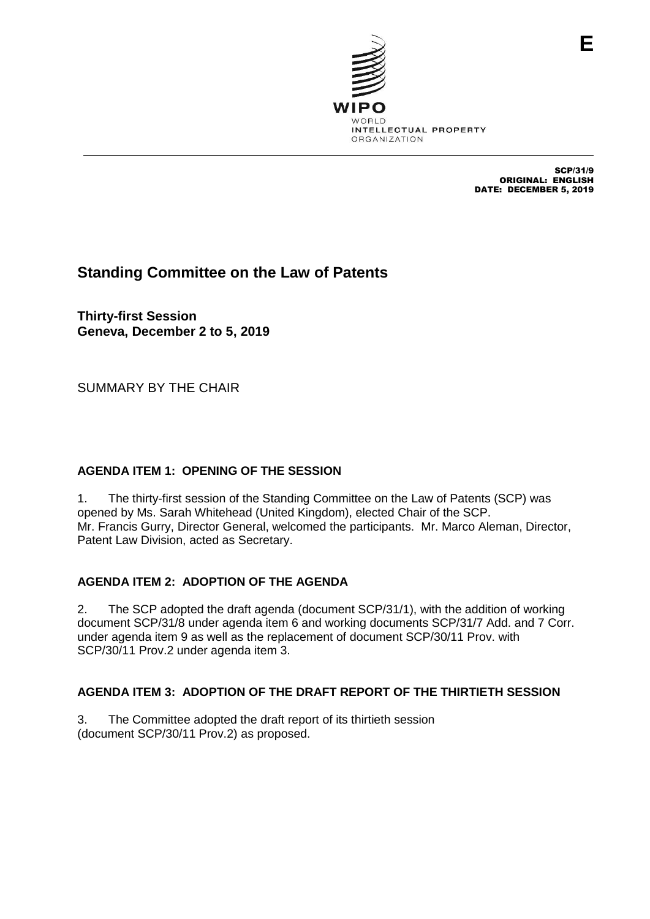E

WIPO
WORLD
INTELLECTUAL PROPERTY
ORGANIZATION

SCP/31/9
ORIGINAL: ENGLISH
DATE: DECEMBER 5, 2019

# Standing Committee on the Law of Patents

**Thirty-first Session**
**Geneva, December 2 to 5, 2019**

SUMMARY BY THE CHAIR

## AGENDA ITEM 1: OPENING OF THE SESSION

1. The thirty-first session of the Standing Committee on the Law of Patents (SCP) was opened by Ms. Sarah Whitehead (United Kingdom), elected Chair of the SCP. Mr. Francis Gurry, Director General, welcomed the participants. Mr. Marco Aleman, Director, Patent Law Division, acted as Secretary.

## AGENDA ITEM 2: ADOPTION OF THE AGENDA

2. The SCP adopted the draft agenda (document SCP/31/1), with the addition of working document SCP/31/8 under agenda item 6 and working documents SCP/31/7 Add. and 7 Corr. under agenda item 9 as well as the replacement of document SCP/30/11 Prov. with SCP/30/11 Prov.2 under agenda item 3.

## AGENDA ITEM 3: ADOPTION OF THE DRAFT REPORT OF THE THIRTIETH SESSION

3. The Committee adopted the draft report of its thirtieth session (document SCP/30/11 Prov.2) as proposed.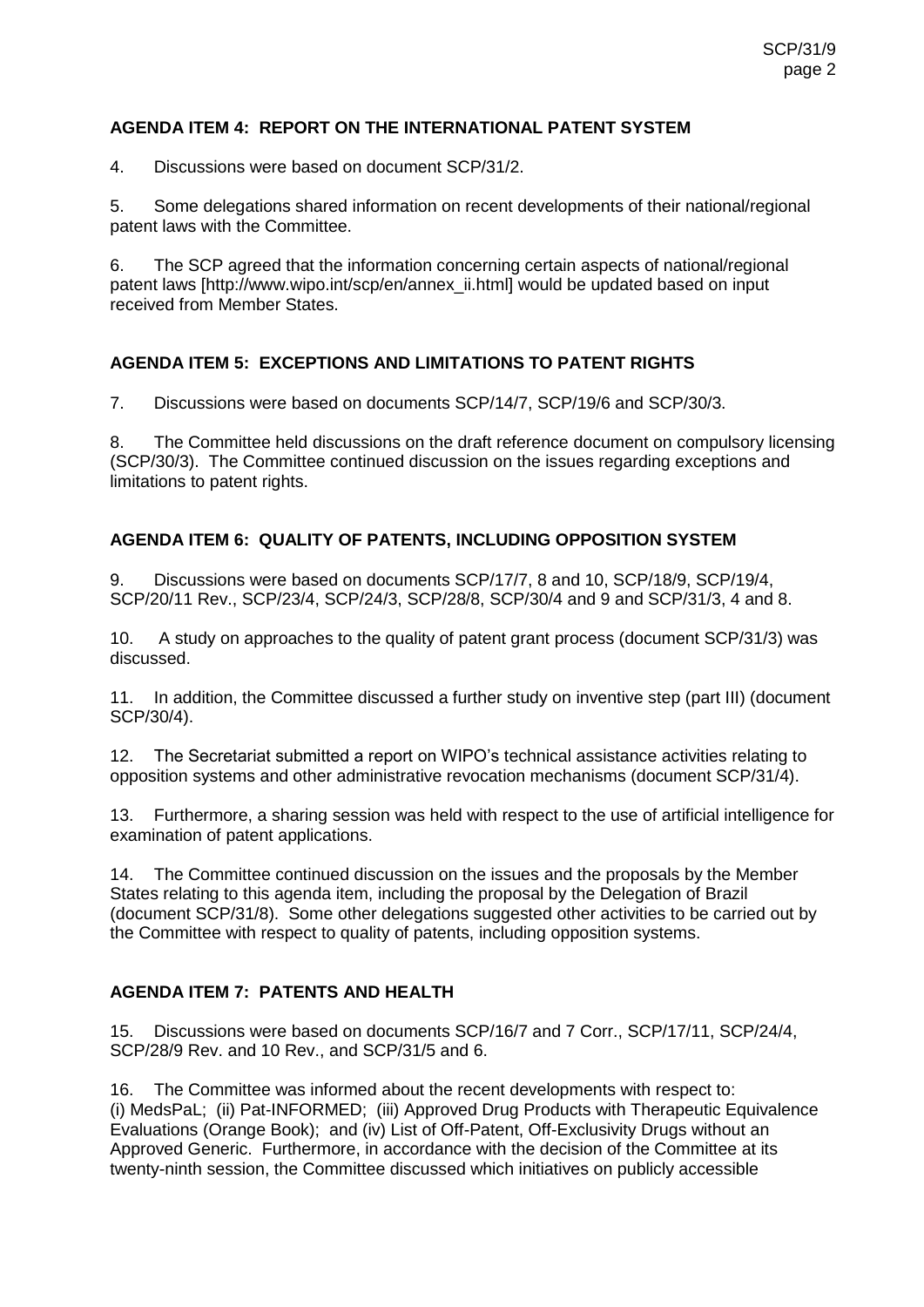## AGENDA ITEM 4: REPORT ON THE INTERNATIONAL PATENT SYSTEM

4. Discussions were based on document SCP/31/2.

5. Some delegations shared information on recent developments of their national/regional patent laws with the Committee.

6. The SCP agreed that the information concerning certain aspects of national/regional patent laws [http://www.wipo.int/scp/en/annex_ii.html] would be updated based on input received from Member States.

## AGENDA ITEM 5: EXCEPTIONS AND LIMITATIONS TO PATENT RIGHTS

7. Discussions were based on documents SCP/14/7, SCP/19/6 and SCP/30/3.

8. The Committee held discussions on the draft reference document on compulsory licensing (SCP/30/3). The Committee continued discussion on the issues regarding exceptions and limitations to patent rights.

## AGENDA ITEM 6: QUALITY OF PATENTS, INCLUDING OPPOSITION SYSTEM

9. Discussions were based on documents SCP/17/7, 8 and 10, SCP/18/9, SCP/19/4, SCP/20/11 Rev., SCP/23/4, SCP/24/3, SCP/28/8, SCP/30/4 and 9 and SCP/31/3, 4 and 8.

10. A study on approaches to the quality of patent grant process (document SCP/31/3) was discussed.

11. In addition, the Committee discussed a further study on inventive step (part III) (document SCP/30/4).

12. The Secretariat submitted a report on WIPO's technical assistance activities relating to opposition systems and other administrative revocation mechanisms (document SCP/31/4).

13. Furthermore, a sharing session was held with respect to the use of artificial intelligence for examination of patent applications.

14. The Committee continued discussion on the issues and the proposals by the Member States relating to this agenda item, including the proposal by the Delegation of Brazil (document SCP/31/8). Some other delegations suggested other activities to be carried out by the Committee with respect to quality of patents, including opposition systems.

## AGENDA ITEM 7: PATENTS AND HEALTH

15. Discussions were based on documents SCP/16/7 and 7 Corr., SCP/17/11, SCP/24/4, SCP/28/9 Rev. and 10 Rev., and SCP/31/5 and 6.

16. The Committee was informed about the recent developments with respect to: (i) MedsPaL; (ii) Pat-INFORMED; (iii) Approved Drug Products with Therapeutic Equivalence Evaluations (Orange Book); and (iv) List of Off-Patent, Off-Exclusivity Drugs without an Approved Generic. Furthermore, in accordance with the decision of the Committee at its twenty-ninth session, the Committee discussed which initiatives on publicly accessible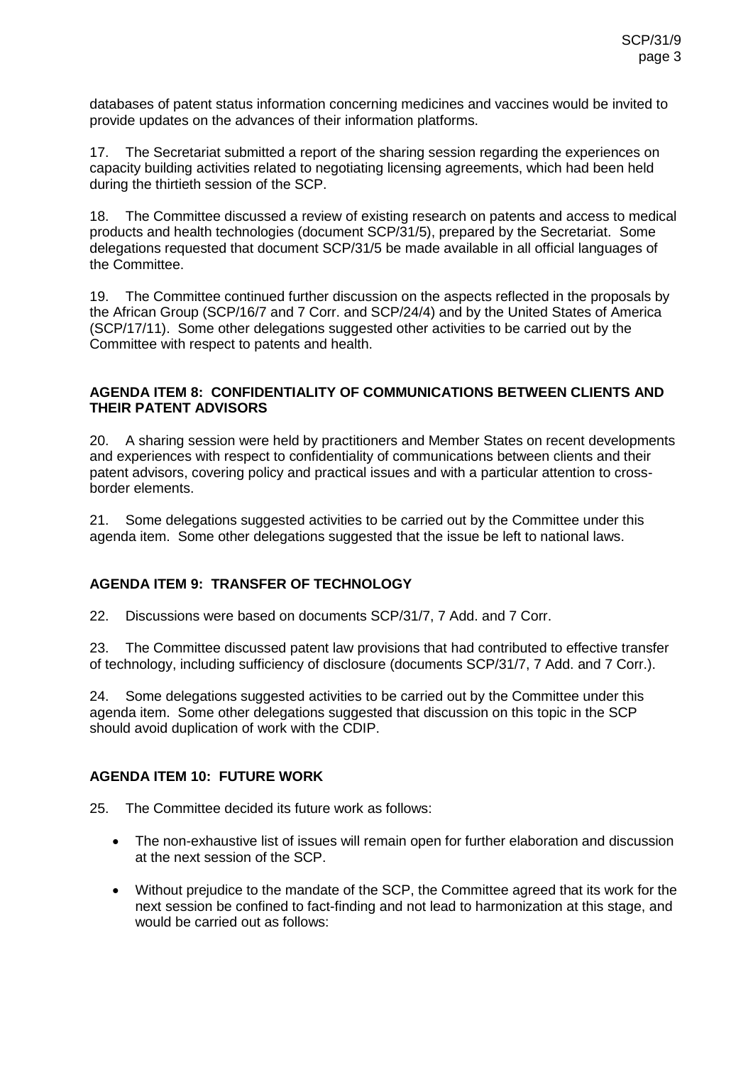databases of patent status information concerning medicines and vaccines would be invited to provide updates on the advances of their information platforms.

17. The Secretariat submitted a report of the sharing session regarding the experiences on capacity building activities related to negotiating licensing agreements, which had been held during the thirtieth session of the SCP.

18. The Committee discussed a review of existing research on patents and access to medical products and health technologies (document SCP/31/5), prepared by the Secretariat. Some delegations requested that document SCP/31/5 be made available in all official languages of the Committee.

19. The Committee continued further discussion on the aspects reflected in the proposals by the African Group (SCP/16/7 and 7 Corr. and SCP/24/4) and by the United States of America (SCP/17/11). Some other delegations suggested other activities to be carried out by the Committee with respect to patents and health.

## AGENDA ITEM 8: CONFIDENTIALITY OF COMMUNICATIONS BETWEEN CLIENTS AND THEIR PATENT ADVISORS

20. A sharing session were held by practitioners and Member States on recent developments and experiences with respect to confidentiality of communications between clients and their patent advisors, covering policy and practical issues and with a particular attention to cross-border elements.

21. Some delegations suggested activities to be carried out by the Committee under this agenda item. Some other delegations suggested that the issue be left to national laws.

## AGENDA ITEM 9: TRANSFER OF TECHNOLOGY

22. Discussions were based on documents SCP/31/7, 7 Add. and 7 Corr.

23. The Committee discussed patent law provisions that had contributed to effective transfer of technology, including sufficiency of disclosure (documents SCP/31/7, 7 Add. and 7 Corr.).

24. Some delegations suggested activities to be carried out by the Committee under this agenda item. Some other delegations suggested that discussion on this topic in the SCP should avoid duplication of work with the CDIP.

## AGENDA ITEM 10: FUTURE WORK

25. The Committee decided its future work as follows:

- The non-exhaustive list of issues will remain open for further elaboration and discussion at the next session of the SCP.
- Without prejudice to the mandate of the SCP, the Committee agreed that its work for the next session be confined to fact-finding and not lead to harmonization at this stage, and would be carried out as follows: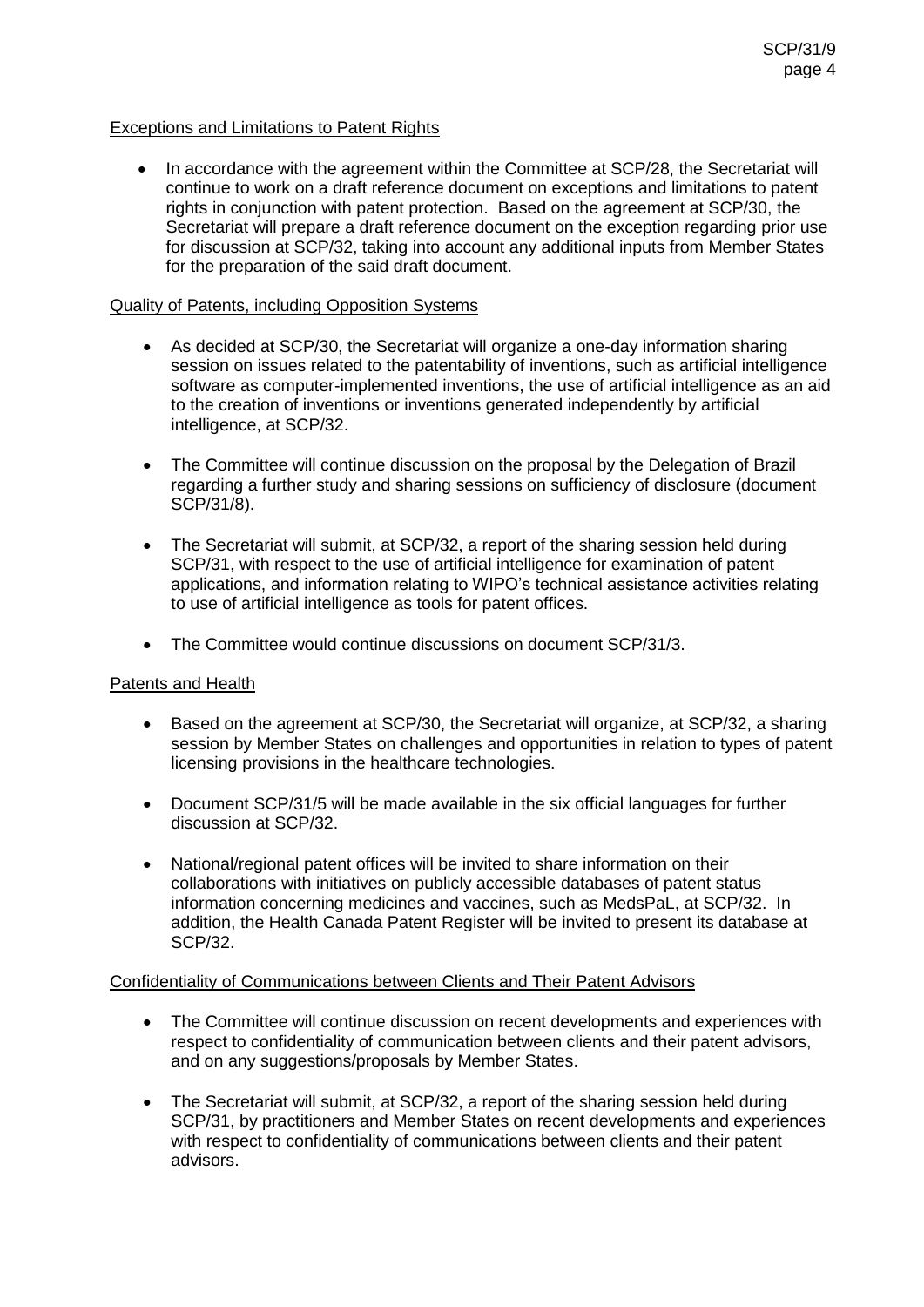Exceptions and Limitations to Patent Rights

- In accordance with the agreement within the Committee at SCP/28, the Secretariat will continue to work on a draft reference document on exceptions and limitations to patent rights in conjunction with patent protection. Based on the agreement at SCP/30, the Secretariat will prepare a draft reference document on the exception regarding prior use for discussion at SCP/32, taking into account any additional inputs from Member States for the preparation of the said draft document.

Quality of Patents, including Opposition Systems

- As decided at SCP/30, the Secretariat will organize a one-day information sharing session on issues related to the patentability of inventions, such as artificial intelligence software as computer-implemented inventions, the use of artificial intelligence as an aid to the creation of inventions or inventions generated independently by artificial intelligence, at SCP/32.
- The Committee will continue discussion on the proposal by the Delegation of Brazil regarding a further study and sharing sessions on sufficiency of disclosure (document SCP/31/8).
- The Secretariat will submit, at SCP/32, a report of the sharing session held during SCP/31, with respect to the use of artificial intelligence for examination of patent applications, and information relating to WIPO's technical assistance activities relating to use of artificial intelligence as tools for patent offices.
- The Committee would continue discussions on document SCP/31/3.

Patents and Health

- Based on the agreement at SCP/30, the Secretariat will organize, at SCP/32, a sharing session by Member States on challenges and opportunities in relation to types of patent licensing provisions in the healthcare technologies.
- Document SCP/31/5 will be made available in the six official languages for further discussion at SCP/32.
- National/regional patent offices will be invited to share information on their collaborations with initiatives on publicly accessible databases of patent status information concerning medicines and vaccines, such as MedsPaL, at SCP/32. In addition, the Health Canada Patent Register will be invited to present its database at SCP/32.

Confidentiality of Communications between Clients and Their Patent Advisors

- The Committee will continue discussion on recent developments and experiences with respect to confidentiality of communication between clients and their patent advisors, and on any suggestions/proposals by Member States.
- The Secretariat will submit, at SCP/32, a report of the sharing session held during SCP/31, by practitioners and Member States on recent developments and experiences with respect to confidentiality of communications between clients and their patent advisors.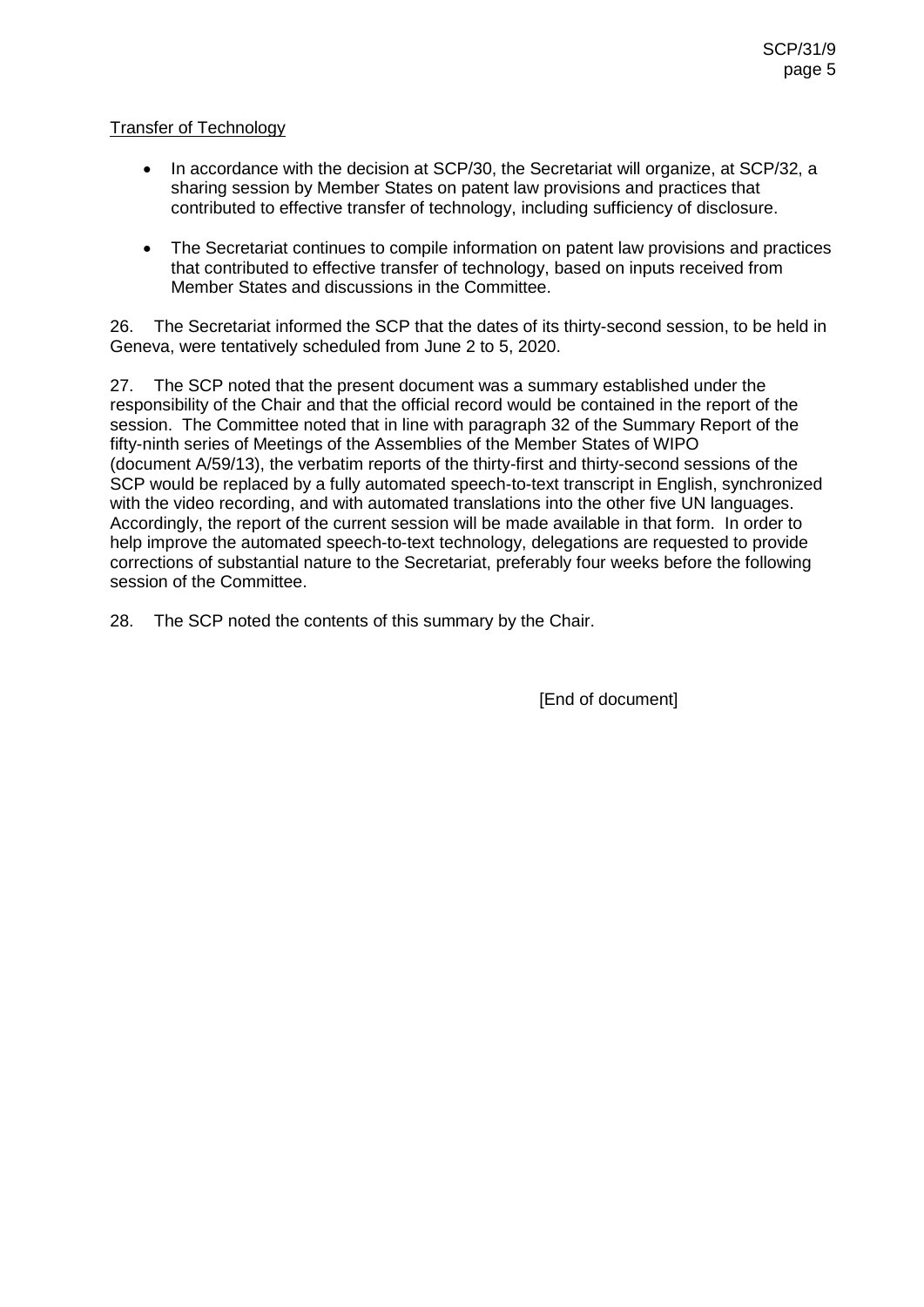Transfer of Technology

- In accordance with the decision at SCP/30, the Secretariat will organize, at SCP/32, a sharing session by Member States on patent law provisions and practices that contributed to effective transfer of technology, including sufficiency of disclosure.

- The Secretariat continues to compile information on patent law provisions and practices that contributed to effective transfer of technology, based on inputs received from Member States and discussions in the Committee.

26. The Secretariat informed the SCP that the dates of its thirty-second session, to be held in Geneva, were tentatively scheduled from June 2 to 5, 2020.

27. The SCP noted that the present document was a summary established under the responsibility of the Chair and that the official record would be contained in the report of the session. The Committee noted that in line with paragraph 32 of the Summary Report of the fifty-ninth series of Meetings of the Assemblies of the Member States of WIPO (document A/59/13), the verbatim reports of the thirty-first and thirty-second sessions of the SCP would be replaced by a fully automated speech-to-text transcript in English, synchronized with the video recording, and with automated translations into the other five UN languages. Accordingly, the report of the current session will be made available in that form. In order to help improve the automated speech-to-text technology, delegations are requested to provide corrections of substantial nature to the Secretariat, preferably four weeks before the following session of the Committee.

28. The SCP noted the contents of this summary by the Chair.

[End of document]